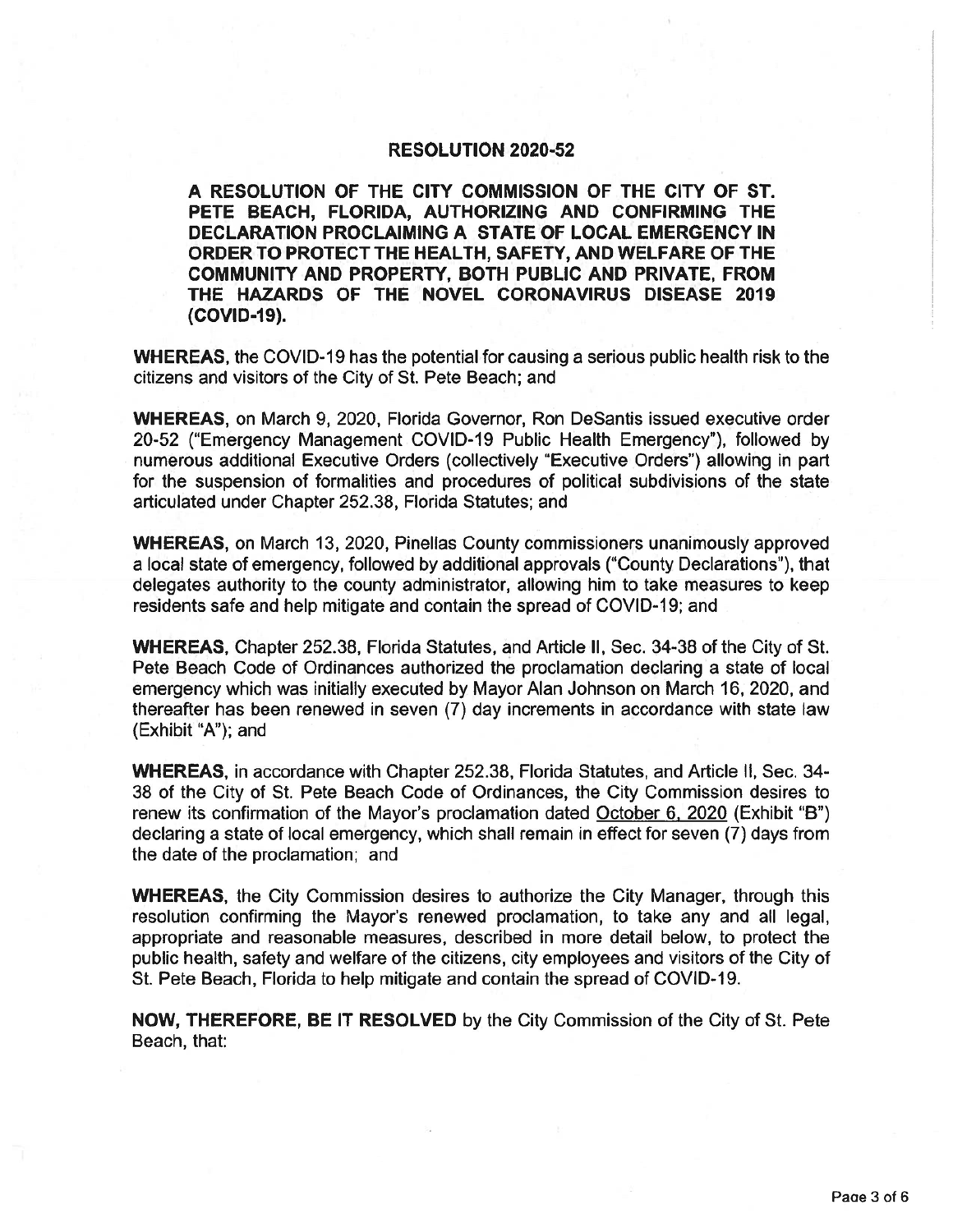# RESOLUTION 2020-52

**A RESOLUTION OF THE CITY COMMISSION OF THE CITY OF ST. PETE BEACH, FLORIDA, AUTHORIZING AND CONFIRMING THE DECLARATION PROCLAIMING A STATE OF LOCAL EMERGENCY IN ORDER TO PROTECT THE HEALTH, SAFETY, AND WELFARE OF THE COMMUNITY AND PROPERTY, BOTH PUBLIC AND PRIVATE, FROM THE HAZARDS OF THE NOVEL CORONAVIRUS DISEASE 2019 (COVID-19).**

**WHEREAS**, the COVID-19 has the potential for causing a serious public health risk to the citizens and visitors of the City of St. Pete Beach; and

**WHEREAS**, on March 9, 2020, Florida Governor, Ron DeSantis issued executive order 20-52 ("Emergency Management COVID-19 Public Health Emergency"), followed by numerous additional Executive Orders (collectively "Executive Orders") allowing in part for the suspension of formalities and procedures of political subdivisions of the state articulated under Chapter 252.38, Florida Statutes; and

**WHEREAS**, on March 13, 2020, Pinellas County commissioners unanimously approved a local state of emergency, followed by additional approvals ("County Declarations"), that delegates authority to the county administrator, allowing him to take measures to keep residents safe and help mitigate and contain the spread of COVID-19; and

**WHEREAS**, Chapter 252.38, Florida Statutes, and Article II, Sec. 34-38 of the City of St. Pete Beach Code of Ordinances authorized the proclamation declaring a state of local emergency which was initially executed by Mayor Alan Johnson on March 16, 2020, and thereafter has been renewed in seven (7) day increments in accordance with state law (Exhibit "A"); and

**WHEREAS**, in accordance with Chapter 252.38, Florida Statutes, and Article II, Sec. 34-38 of the City of St. Pete Beach Code of Ordinances, the City Commission desires to renew its confirmation of the Mayor's proclamation dated <u>October 6, 2020</u> (Exhibit "B") declaring a state of local emergency, which shall remain in effect for seven (7) days from the date of the proclamation; and

**WHEREAS**, the City Commission desires to authorize the City Manager, through this resolution confirming the Mayor's renewed proclamation, to take any and all legal, appropriate and reasonable measures, described in more detail below, to protect the public health, safety and welfare of the citizens, city employees and visitors of the City of St. Pete Beach, Florida to help mitigate and contain the spread of COVID-19.

**NOW, THEREFORE, BE IT RESOLVED** by the City Commission of the City of St. Pete Beach, that: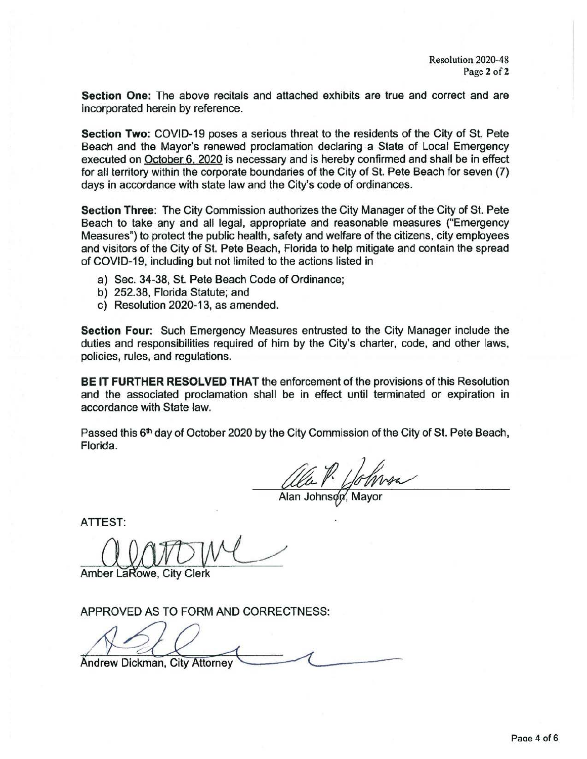**Section One:** The above recitals and attached exhibits are true and correct and are incorporated herein by reference.

**Section Two:** COVID-19 poses a serious threat to the residents of the City of St. Pete Beach and the Mayor's renewed proclamation declaring a State of Local Emergency executed on October 6, 2020 is necessary and is hereby confirmed and shall be in effect for all territory within the corporate boundaries of the City of St. Pete Beach for seven (7) days in accordance with state law and the City's code of ordinances.

**Section Three:** The City Commission authorizes the City Manager of the City of St. Pete Beach to take any and all legal, appropriate and reasonable measures ("Emergency Measures") to protect the public health, safety and welfare of the citizens, city employees and visitors of the City of St. Pete Beach, Florida to help mitigate and contain the spread of COVID-19, including but not limited to the actions listed in

a) Sec. 34-38, St. Pete Beach Code of Ordinance;
b) 252.38, Florida Statute; and
c) Resolution 2020-13, as amended.

**Section Four:** Such Emergency Measures entrusted to the City Manager include the duties and responsibilities required of him by the City's charter, code, and other laws, policies, rules, and regulations.

**BE IT FURTHER RESOLVED THAT** the enforcement of the provisions of this Resolution and the associated proclamation shall be in effect until terminated or expiration in accordance with State law.

Passed this 6th day of October 2020 by the City Commission of the City of St. Pete Beach, Florida.

Alan Johnson, Mayor

ATTEST:

Amber LaRowe, City Clerk

APPROVED AS TO FORM AND CORRECTNESS:

Andrew Dickman, City Attorney